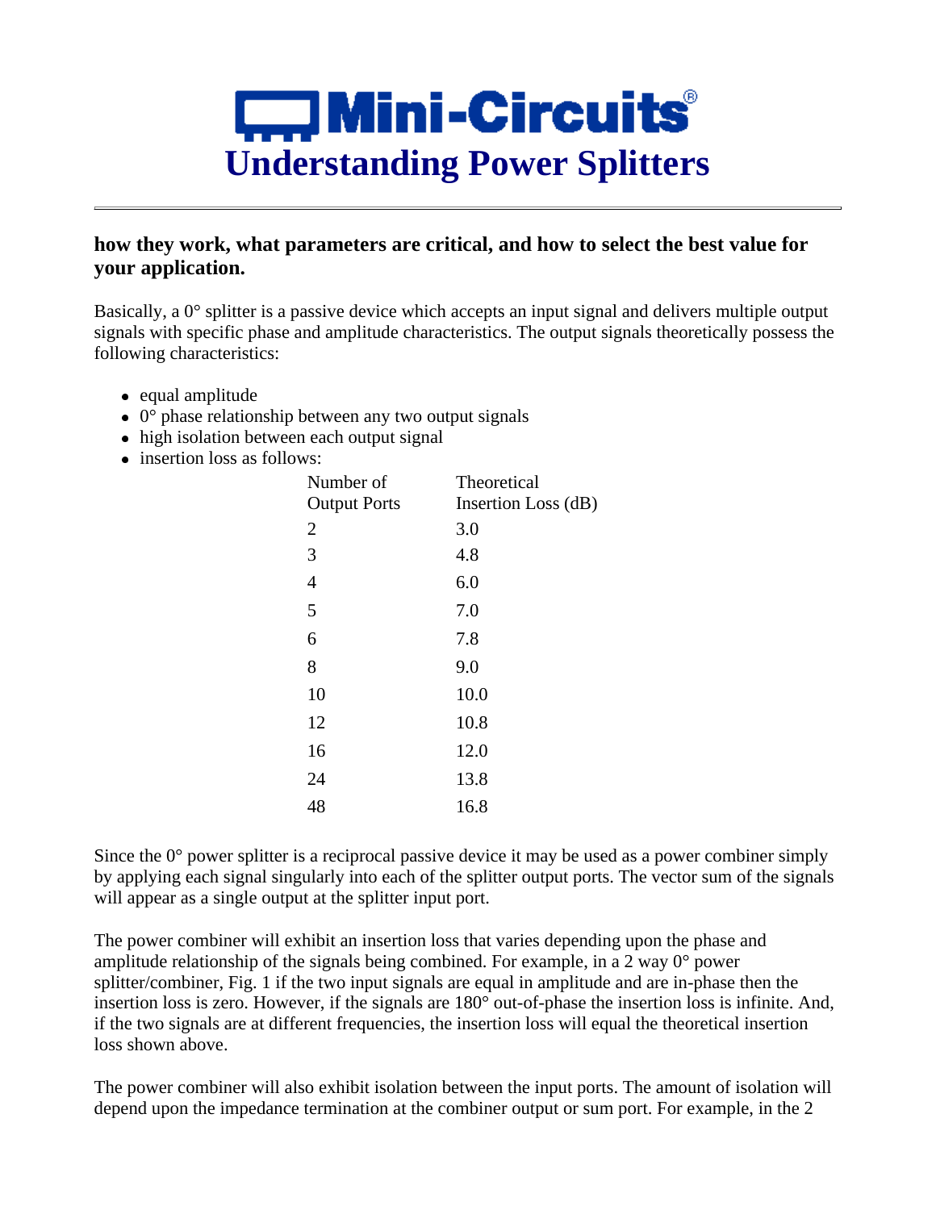# Mini-Circuits®
# Understanding Power Splitters

---

**how they work, what parameters are critical, and how to select the best value for your application.**

Basically, a 0° splitter is a passive device which accepts an input signal and delivers multiple output signals with specific phase and amplitude characteristics. The output signals theoretically possess the following characteristics:

- equal amplitude
- 0° phase relationship between any two output signals
- high isolation between each output signal
- insertion loss as follows:

| Number of Output Ports | Theoretical Insertion Loss (dB) |
|---|---|
| 2 | 3.0 |
| 3 | 4.8 |
| 4 | 6.0 |
| 5 | 7.0 |
| 6 | 7.8 |
| 8 | 9.0 |
| 10 | 10.0 |
| 12 | 10.8 |
| 16 | 12.0 |
| 24 | 13.8 |
| 48 | 16.8 |

Since the 0° power splitter is a reciprocal passive device it may be used as a power combiner simply by applying each signal singularly into each of the splitter output ports. The vector sum of the signals will appear as a single output at the splitter input port.

The power combiner will exhibit an insertion loss that varies depending upon the phase and amplitude relationship of the signals being combined. For example, in a 2 way 0° power splitter/combiner, Fig. 1 if the two input signals are equal in amplitude and are in-phase then the insertion loss is zero. However, if the signals are 180° out-of-phase the insertion loss is infinite. And, if the two signals are at different frequencies, the insertion loss will equal the theoretical insertion loss shown above.

The power combiner will also exhibit isolation between the input ports. The amount of isolation will depend upon the impedance termination at the combiner output or sum port. For example, in the 2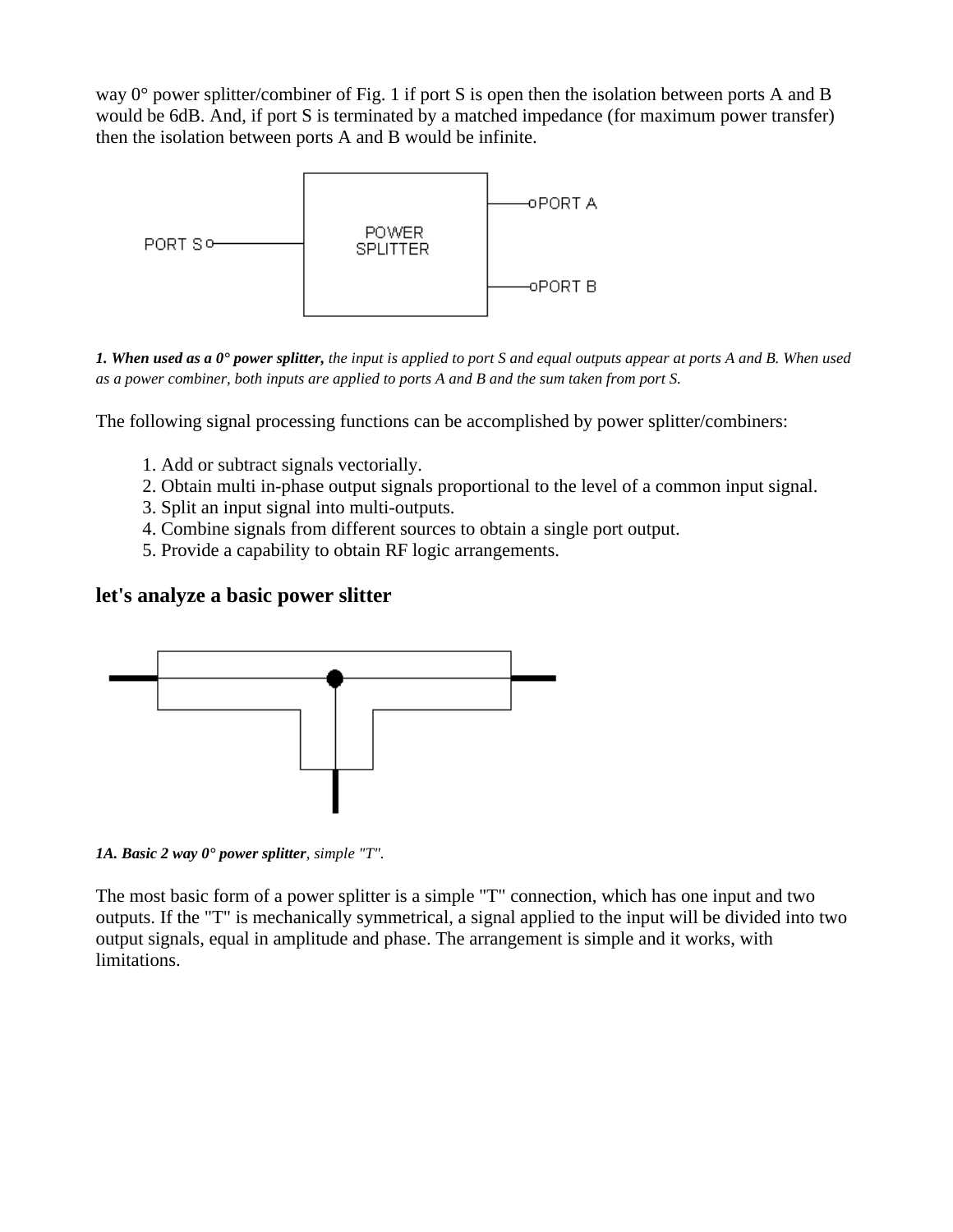way 0° power splitter/combiner of Fig. 1 if port S is open then the isolation between ports A and B would be 6dB. And, if port S is terminated by a matched impedance (for maximum power transfer) then the isolation between ports A and B would be infinite.

***1. When used as a 0° power splitter,*** *the input is applied to port S and equal outputs appear at ports A and B. When used as a power combiner, both inputs are applied to ports A and B and the sum taken from port S.*

The following signal processing functions can be accomplished by power splitter/combiners:

1. Add or subtract signals vectorially.
2. Obtain multi in-phase output signals proportional to the level of a common input signal.
3. Split an input signal into multi-outputs.
4. Combine signals from different sources to obtain a single port output.
5. Provide a capability to obtain RF logic arrangements.

## let's analyze a basic power slitter

***1A. Basic 2 way 0° power splitter****, simple "T".*

The most basic form of a power splitter is a simple "T" connection, which has one input and two outputs. If the "T" is mechanically symmetrical, a signal applied to the input will be divided into two output signals, equal in amplitude and phase. The arrangement is simple and it works, with limitations.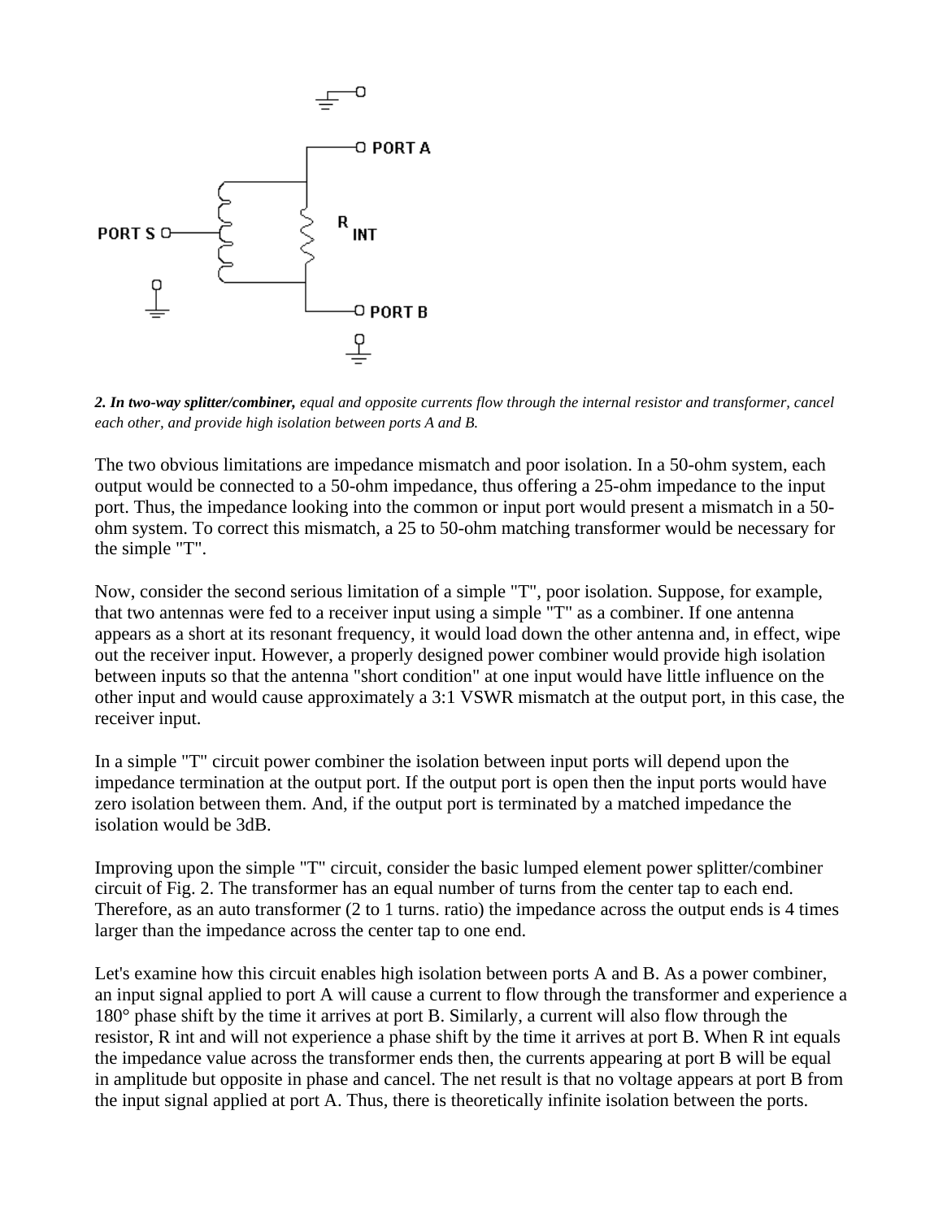***2. In two-way splitter/combiner,*** *equal and opposite currents flow through the internal resistor and transformer, cancel each other, and provide high isolation between ports A and B.*

The two obvious limitations are impedance mismatch and poor isolation. In a 50-ohm system, each output would be connected to a 50-ohm impedance, thus offering a 25-ohm impedance to the input port. Thus, the impedance looking into the common or input port would present a mismatch in a 50-ohm system. To correct this mismatch, a 25 to 50-ohm matching transformer would be necessary for the simple "T".

Now, consider the second serious limitation of a simple "T", poor isolation. Suppose, for example, that two antennas were fed to a receiver input using a simple "T" as a combiner. If one antenna appears as a short at its resonant frequency, it would load down the other antenna and, in effect, wipe out the receiver input. However, a properly designed power combiner would provide high isolation between inputs so that the antenna "short condition" at one input would have little influence on the other input and would cause approximately a 3:1 VSWR mismatch at the output port, in this case, the receiver input.

In a simple "T" circuit power combiner the isolation between input ports will depend upon the impedance termination at the output port. If the output port is open then the input ports would have zero isolation between them. And, if the output port is terminated by a matched impedance the isolation would be 3dB.

Improving upon the simple "T" circuit, consider the basic lumped element power splitter/combiner circuit of Fig. 2. The transformer has an equal number of turns from the center tap to each end. Therefore, as an auto transformer (2 to 1 turns. ratio) the impedance across the output ends is 4 times larger than the impedance across the center tap to one end.

Let's examine how this circuit enables high isolation between ports A and B. As a power combiner, an input signal applied to port A will cause a current to flow through the transformer and experience a 180° phase shift by the time it arrives at port B. Similarly, a current will also flow through the resistor, R int and will not experience a phase shift by the time it arrives at port B. When R int equals the impedance value across the transformer ends then, the currents appearing at port B will be equal in amplitude but opposite in phase and cancel. The net result is that no voltage appears at port B from the input signal applied at port A. Thus, there is theoretically infinite isolation between the ports.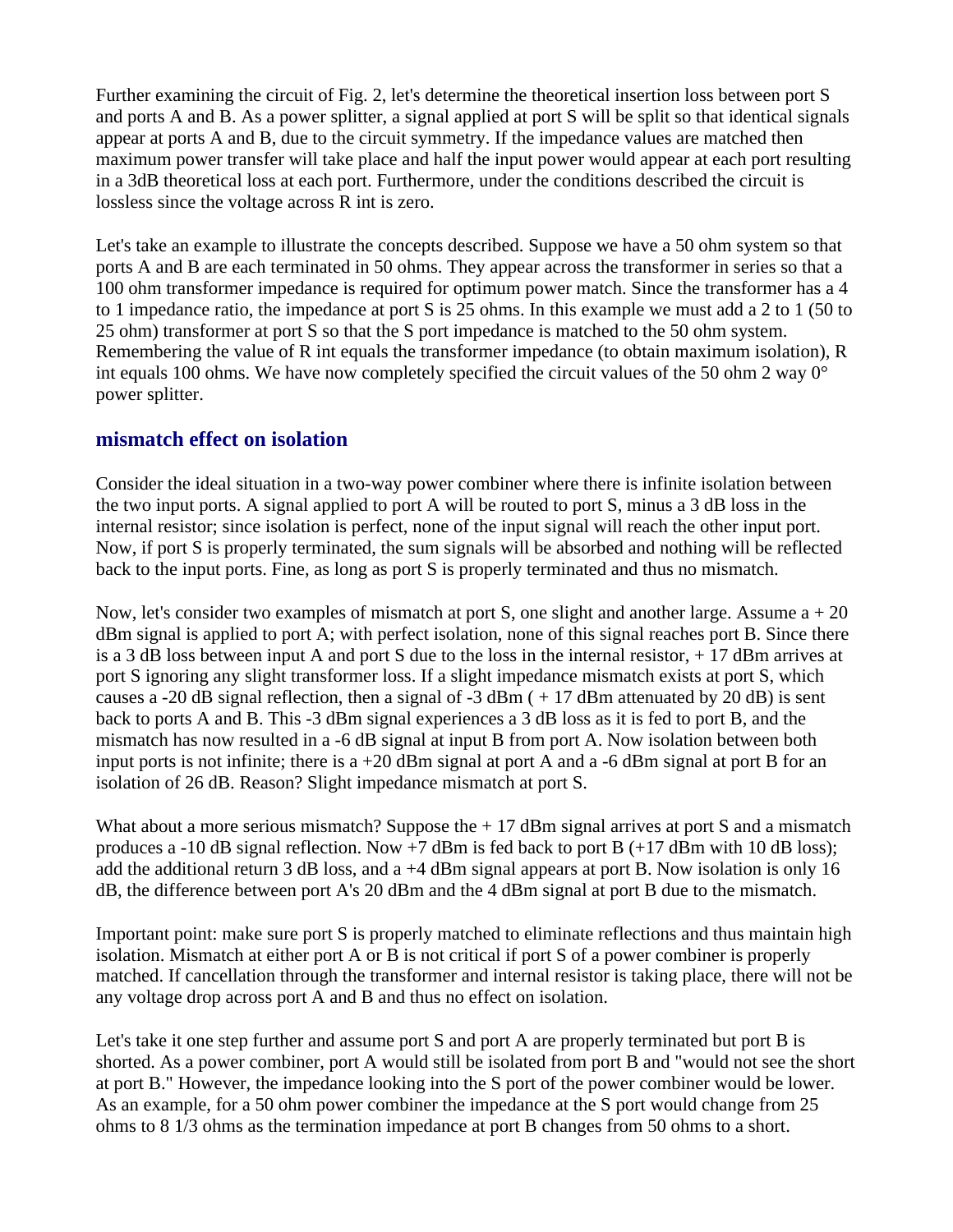Further examining the circuit of Fig. 2, let's determine the theoretical insertion loss between port S and ports A and B. As a power splitter, a signal applied at port S will be split so that identical signals appear at ports A and B, due to the circuit symmetry. If the impedance values are matched then maximum power transfer will take place and half the input power would appear at each port resulting in a 3dB theoretical loss at each port. Furthermore, under the conditions described the circuit is lossless since the voltage across R int is zero.

Let's take an example to illustrate the concepts described. Suppose we have a 50 ohm system so that ports A and B are each terminated in 50 ohms. They appear across the transformer in series so that a 100 ohm transformer impedance is required for optimum power match. Since the transformer has a 4 to 1 impedance ratio, the impedance at port S is 25 ohms. In this example we must add a 2 to 1 (50 to 25 ohm) transformer at port S so that the S port impedance is matched to the 50 ohm system. Remembering the value of R int equals the transformer impedance (to obtain maximum isolation), R int equals 100 ohms. We have now completely specified the circuit values of the 50 ohm 2 way 0° power splitter.

## mismatch effect on isolation

Consider the ideal situation in a two-way power combiner where there is infinite isolation between the two input ports. A signal applied to port A will be routed to port S, minus a 3 dB loss in the internal resistor; since isolation is perfect, none of the input signal will reach the other input port. Now, if port S is properly terminated, the sum signals will be absorbed and nothing will be reflected back to the input ports. Fine, as long as port S is properly terminated and thus no mismatch.

Now, let's consider two examples of mismatch at port S, one slight and another large. Assume a + 20 dBm signal is applied to port A; with perfect isolation, none of this signal reaches port B. Since there is a 3 dB loss between input A and port S due to the loss in the internal resistor, + 17 dBm arrives at port S ignoring any slight transformer loss. If a slight impedance mismatch exists at port S, which causes a -20 dB signal reflection, then a signal of -3 dBm ( + 17 dBm attenuated by 20 dB) is sent back to ports A and B. This -3 dBm signal experiences a 3 dB loss as it is fed to port B, and the mismatch has now resulted in a -6 dB signal at input B from port A. Now isolation between both input ports is not infinite; there is a +20 dBm signal at port A and a -6 dBm signal at port B for an isolation of 26 dB. Reason? Slight impedance mismatch at port S.

What about a more serious mismatch? Suppose the + 17 dBm signal arrives at port S and a mismatch produces a -10 dB signal reflection. Now +7 dBm is fed back to port B (+17 dBm with 10 dB loss); add the additional return 3 dB loss, and a +4 dBm signal appears at port B. Now isolation is only 16 dB, the difference between port A's 20 dBm and the 4 dBm signal at port B due to the mismatch.

Important point: make sure port S is properly matched to eliminate reflections and thus maintain high isolation. Mismatch at either port A or B is not critical if port S of a power combiner is properly matched. If cancellation through the transformer and internal resistor is taking place, there will not be any voltage drop across port A and B and thus no effect on isolation.

Let's take it one step further and assume port S and port A are properly terminated but port B is shorted. As a power combiner, port A would still be isolated from port B and "would not see the short at port B." However, the impedance looking into the S port of the power combiner would be lower. As an example, for a 50 ohm power combiner the impedance at the S port would change from 25 ohms to 8 1/3 ohms as the termination impedance at port B changes from 50 ohms to a short.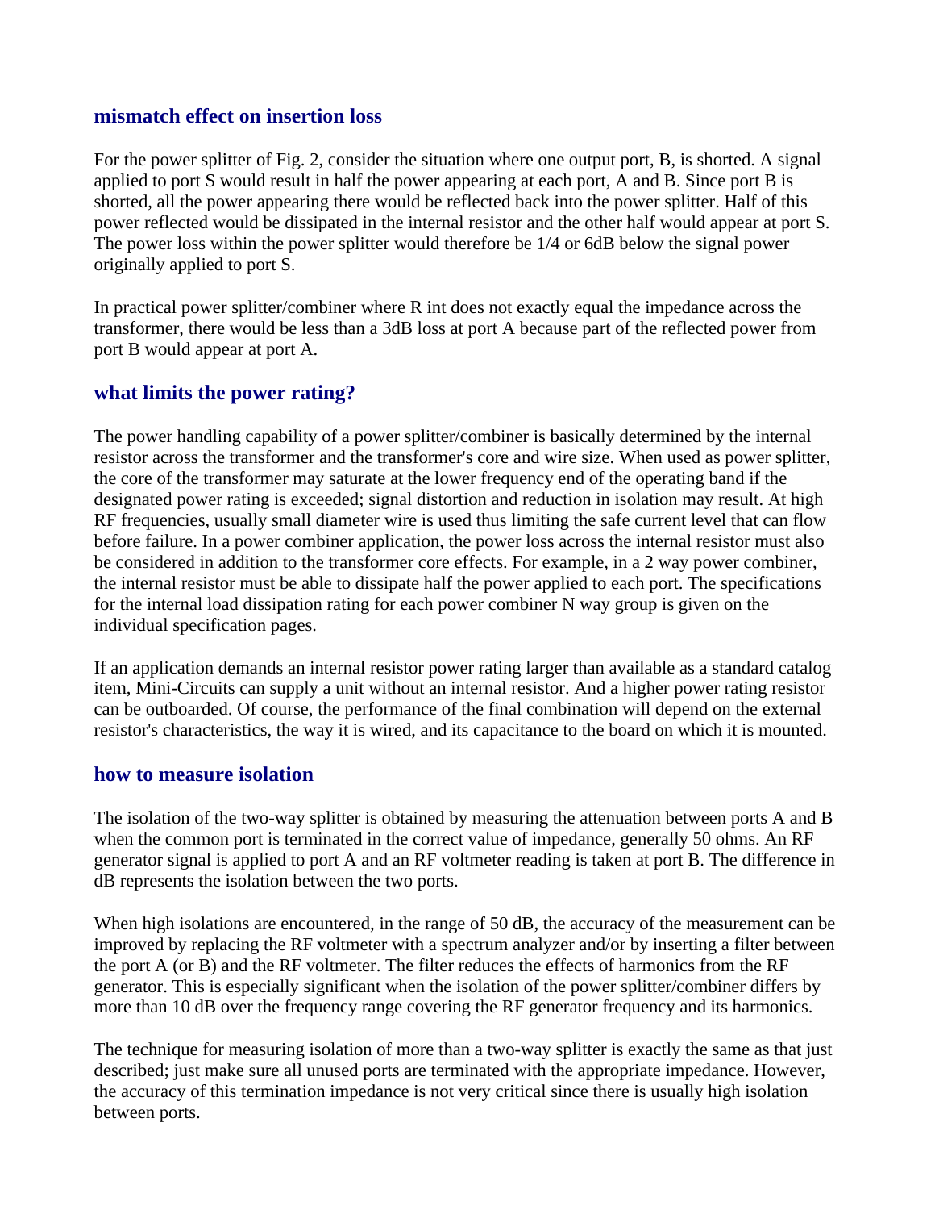## mismatch effect on insertion loss

For the power splitter of Fig. 2, consider the situation where one output port, B, is shorted. A signal applied to port S would result in half the power appearing at each port, A and B. Since port B is shorted, all the power appearing there would be reflected back into the power splitter. Half of this power reflected would be dissipated in the internal resistor and the other half would appear at port S. The power loss within the power splitter would therefore be 1/4 or 6dB below the signal power originally applied to port S.

In practical power splitter/combiner where R int does not exactly equal the impedance across the transformer, there would be less than a 3dB loss at port A because part of the reflected power from port B would appear at port A.

## what limits the power rating?

The power handling capability of a power splitter/combiner is basically determined by the internal resistor across the transformer and the transformer's core and wire size. When used as power splitter, the core of the transformer may saturate at the lower frequency end of the operating band if the designated power rating is exceeded; signal distortion and reduction in isolation may result. At high RF frequencies, usually small diameter wire is used thus limiting the safe current level that can flow before failure. In a power combiner application, the power loss across the internal resistor must also be considered in addition to the transformer core effects. For example, in a 2 way power combiner, the internal resistor must be able to dissipate half the power applied to each port. The specifications for the internal load dissipation rating for each power combiner N way group is given on the individual specification pages.

If an application demands an internal resistor power rating larger than available as a standard catalog item, Mini-Circuits can supply a unit without an internal resistor. And a higher power rating resistor can be outboarded. Of course, the performance of the final combination will depend on the external resistor's characteristics, the way it is wired, and its capacitance to the board on which it is mounted.

## how to measure isolation

The isolation of the two-way splitter is obtained by measuring the attenuation between ports A and B when the common port is terminated in the correct value of impedance, generally 50 ohms. An RF generator signal is applied to port A and an RF voltmeter reading is taken at port B. The difference in dB represents the isolation between the two ports.

When high isolations are encountered, in the range of 50 dB, the accuracy of the measurement can be improved by replacing the RF voltmeter with a spectrum analyzer and/or by inserting a filter between the port A (or B) and the RF voltmeter. The filter reduces the effects of harmonics from the RF generator. This is especially significant when the isolation of the power splitter/combiner differs by more than 10 dB over the frequency range covering the RF generator frequency and its harmonics.

The technique for measuring isolation of more than a two-way splitter is exactly the same as that just described; just make sure all unused ports are terminated with the appropriate impedance. However, the accuracy of this termination impedance is not very critical since there is usually high isolation between ports.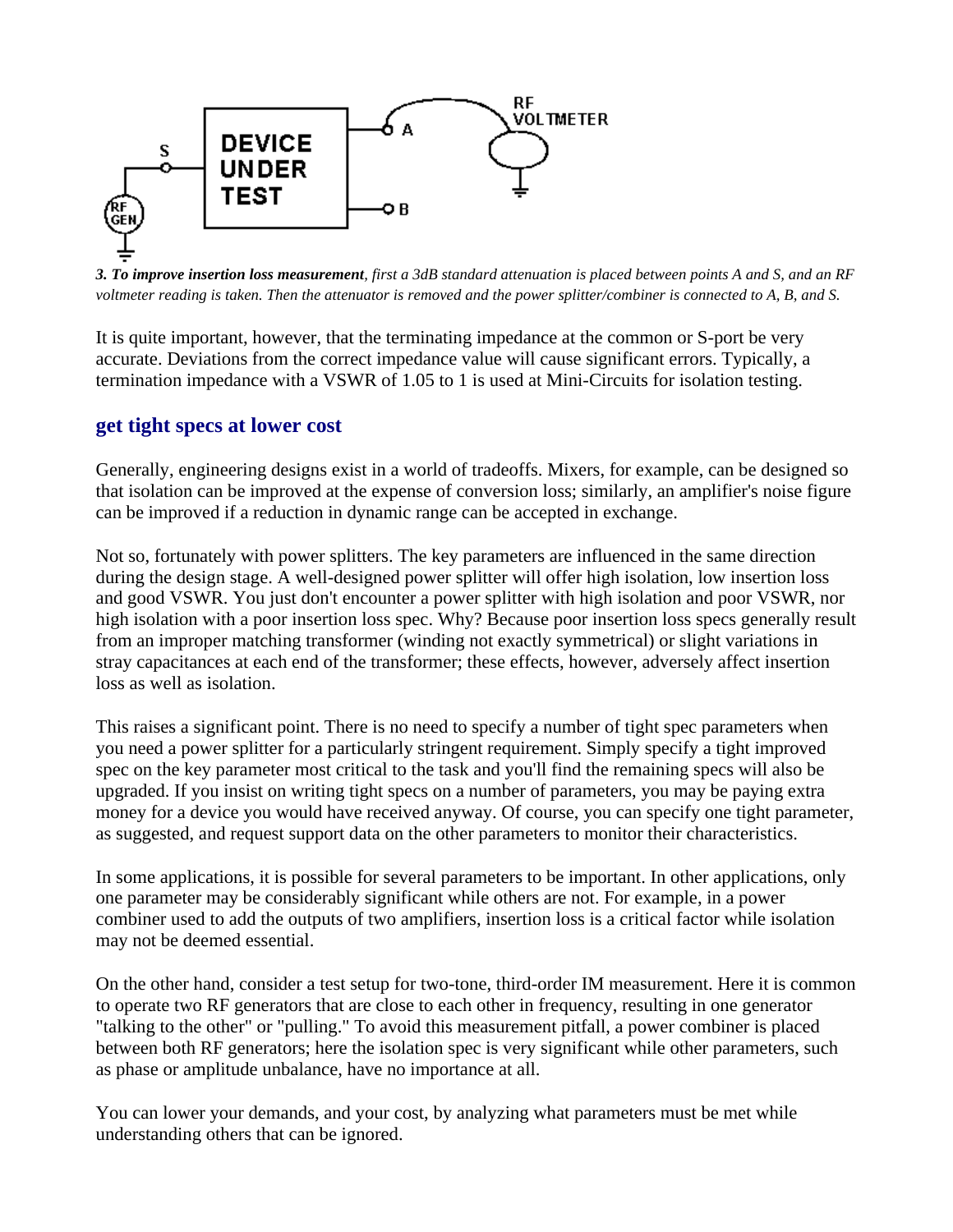***3. To improve insertion loss measurement**, first a 3dB standard attenuation is placed between points A and S, and an RF voltmeter reading is taken. Then the attenuator is removed and the power splitter/combiner is connected to A, B, and S.*

It is quite important, however, that the terminating impedance at the common or S-port be very accurate. Deviations from the correct impedance value will cause significant errors. Typically, a termination impedance with a VSWR of 1.05 to 1 is used at Mini-Circuits for isolation testing.

## get tight specs at lower cost

Generally, engineering designs exist in a world of tradeoffs. Mixers, for example, can be designed so that isolation can be improved at the expense of conversion loss; similarly, an amplifier's noise figure can be improved if a reduction in dynamic range can be accepted in exchange.

Not so, fortunately with power splitters. The key parameters are influenced in the same direction during the design stage. A well-designed power splitter will offer high isolation, low insertion loss and good VSWR. You just don't encounter a power splitter with high isolation and poor VSWR, nor high isolation with a poor insertion loss spec. Why? Because poor insertion loss specs generally result from an improper matching transformer (winding not exactly symmetrical) or slight variations in stray capacitances at each end of the transformer; these effects, however, adversely affect insertion loss as well as isolation.

This raises a significant point. There is no need to specify a number of tight spec parameters when you need a power splitter for a particularly stringent requirement. Simply specify a tight improved spec on the key parameter most critical to the task and you'll find the remaining specs will also be upgraded. If you insist on writing tight specs on a number of parameters, you may be paying extra money for a device you would have received anyway. Of course, you can specify one tight parameter, as suggested, and request support data on the other parameters to monitor their characteristics.

In some applications, it is possible for several parameters to be important. In other applications, only one parameter may be considerably significant while others are not. For example, in a power combiner used to add the outputs of two amplifiers, insertion loss is a critical factor while isolation may not be deemed essential.

On the other hand, consider a test setup for two-tone, third-order IM measurement. Here it is common to operate two RF generators that are close to each other in frequency, resulting in one generator "talking to the other" or "pulling." To avoid this measurement pitfall, a power combiner is placed between both RF generators; here the isolation spec is very significant while other parameters, such as phase or amplitude unbalance, have no importance at all.

You can lower your demands, and your cost, by analyzing what parameters must be met while understanding others that can be ignored.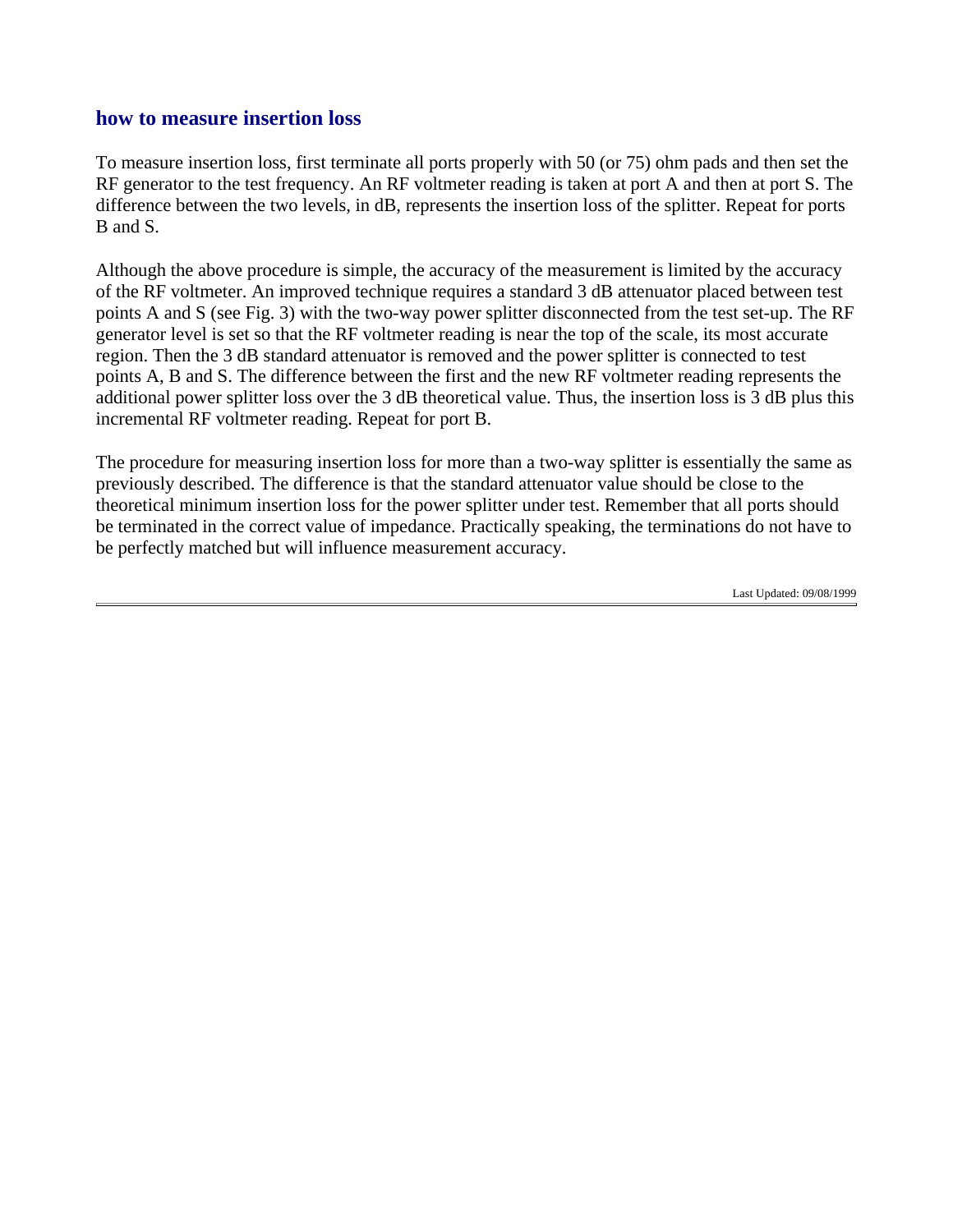## how to measure insertion loss

To measure insertion loss, first terminate all ports properly with 50 (or 75) ohm pads and then set the RF generator to the test frequency. An RF voltmeter reading is taken at port A and then at port S. The difference between the two levels, in dB, represents the insertion loss of the splitter. Repeat for ports B and S.

Although the above procedure is simple, the accuracy of the measurement is limited by the accuracy of the RF voltmeter. An improved technique requires a standard 3 dB attenuator placed between test points A and S (see Fig. 3) with the two-way power splitter disconnected from the test set-up. The RF generator level is set so that the RF voltmeter reading is near the top of the scale, its most accurate region. Then the 3 dB standard attenuator is removed and the power splitter is connected to test points A, B and S. The difference between the first and the new RF voltmeter reading represents the additional power splitter loss over the 3 dB theoretical value. Thus, the insertion loss is 3 dB plus this incremental RF voltmeter reading. Repeat for port B.

The procedure for measuring insertion loss for more than a two-way splitter is essentially the same as previously described. The difference is that the standard attenuator value should be close to the theoretical minimum insertion loss for the power splitter under test. Remember that all ports should be terminated in the correct value of impedance. Practically speaking, the terminations do not have to be perfectly matched but will influence measurement accuracy.

Last Updated: 09/08/1999